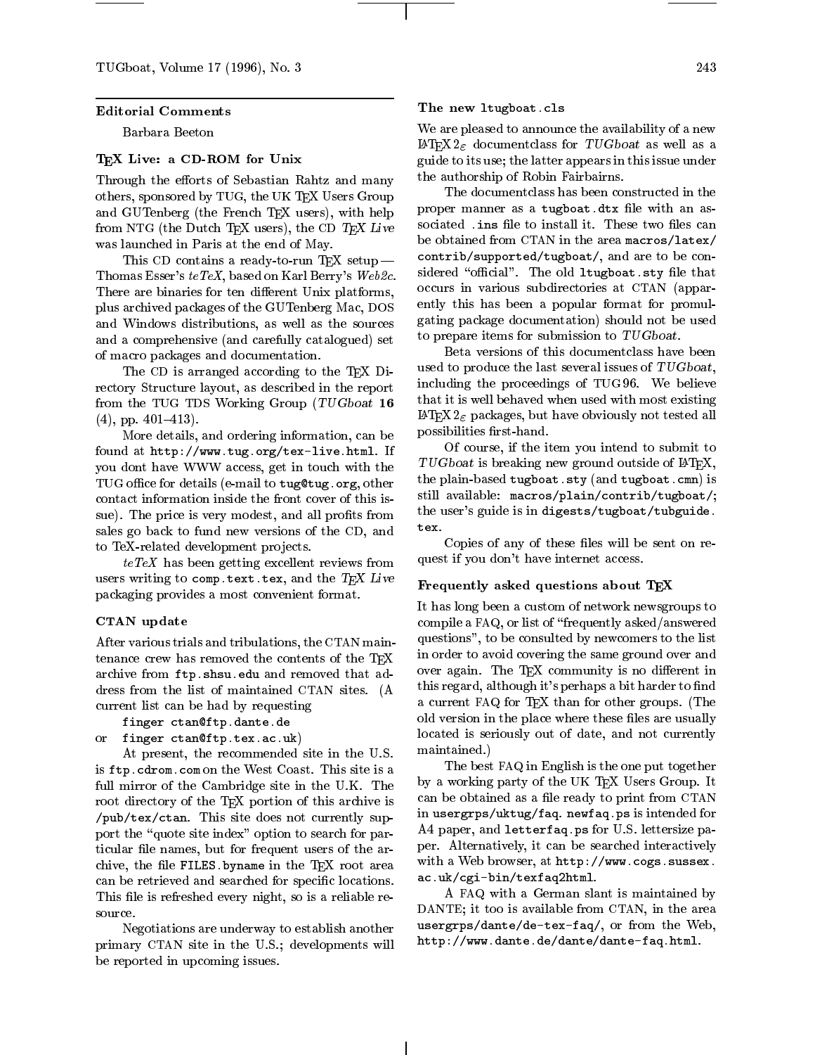## Editorial Comments

Barbara Beeton

### TEX Live: a CD-ROM for Unix

Through the efforts of Sebastian Rahtz and many others, sponsored by TUG, the UK TEX Users Group and GUTenberg (the French TEX users), with help from NTG (the Dutch TEX users), the CD *TEX Live* was launched in Paris at the end of May.

This CD contains a ready-to-run TEX setup — Thomas Esser's *teTeX*, based on Karl Berry's *Web2c*. There are binaries for ten different Unix platforms, plus archived packages of the GUTenberg Mac, DOS and Windows distributions, as well as the sources and a comprehensive (and carefully catalogued) set of macro packages and documentation.

The CD is arranged according to the TEX Directory Structure layout, as described in the report from the TUG TDS Working Group (*TUGboat* **16** (4), pp. 401–413).

More details, and ordering information, can be found at `http://www.tug.org/tex-live.html`. If you dont have WWW access, get in touch with the TUG office for details (e-mail to `tug@tug.org`, other contact information inside the front cover of this issue). The price is very modest, and all profits from sales go back to fund new versions of the CD, and to TeX-related development projects.

*teTeX* has been getting excellent reviews from users writing to `comp.text.tex`, and the *TEX Live* packaging provides a most convenient format.

### CTAN update

After various trials and tribulations, the CTAN maintenance crew has removed the contents of the TEX archive from `ftp.shsu.edu` and removed that address from the list of maintained CTAN sites. (A current list can be had by requesting

```
finger ctan@ftp.dante.de
```

or

```
finger ctan@ftp.tex.ac.uk)
```

At present, the recommended site in the U.S. is `ftp.cdrom.com` on the West Coast. This site is a full mirror of the Cambridge site in the U.K. The root directory of the TEX portion of this archive is `/pub/tex/ctan`. This site does not currently support the "quote site index" option to search for particular file names, but for frequent users of the archive, the file `FILES.byname` in the TEX root area can be retrieved and searched for specific locations. This file is refreshed every night, so is a reliable resource.

Negotiations are underway to establish another primary CTAN site in the U.S.; developments will be reported in upcoming issues.

### The new `ltugboat.cls`

We are pleased to announce the availability of a new LATEX 2$_\varepsilon$ documentclass for *TUGboat* as well as a guide to its use; the latter appears in this issue under the authorship of Robin Fairbairns.

The documentclass has been constructed in the proper manner as a `tugboat.dtx` file with an associated `.ins` file to install it. These two files can be obtained from CTAN in the area `macros/latex/contrib/supported/tugboat/`, and are to be considered "official". The old `ltugboat.sty` file that occurs in various subdirectories at CTAN (apparently this has been a popular format for promulgating package documentation) should not be used to prepare items for submission to *TUGboat*.

Beta versions of this documentclass have been used to produce the last several issues of *TUGboat*, including the proceedings of TUG 96. We believe that it is well behaved when used with most existing LATEX 2$_\varepsilon$ packages, but have obviously not tested all possibilities first-hand.

Of course, if the item you intend to submit to *TUGboat* is breaking new ground outside of LATEX, the plain-based `tugboat.sty` (and `tugboat.cmn`) is still available: `macros/plain/contrib/tugboat/`; the user's guide is in `digests/tugboat/tubguide.tex`.

Copies of any of these files will be sent on request if you don't have internet access.

### Frequently asked questions about TEX

It has long been a custom of network newsgroups to compile a FAQ, or list of "frequently asked/answered questions", to be consulted by newcomers to the list in order to avoid covering the same ground over and over again. The TEX community is no different in this regard, although it's perhaps a bit harder to find a current FAQ for TEX than for other groups. (The old version in the place where these files are usually located is seriously out of date, and not currently maintained.)

The best FAQ in English is the one put together by a working party of the UK TEX Users Group. It can be obtained as a file ready to print from CTAN in `usergrps/uktug/faq`. `newfaq.ps` is intended for A4 paper, and `letterfaq.ps` for U.S. lettersize paper. Alternatively, it can be searched interactively with a Web browser, at `http://www.cogs.sussex.ac.uk/cgi-bin/texfaq2html`.

A FAQ with a German slant is maintained by DANTE; it too is available from CTAN, in the area `usergrps/dante/de-tex-faq/`, or from the Web, `http://www.dante.de/dante/dante-faq.html`.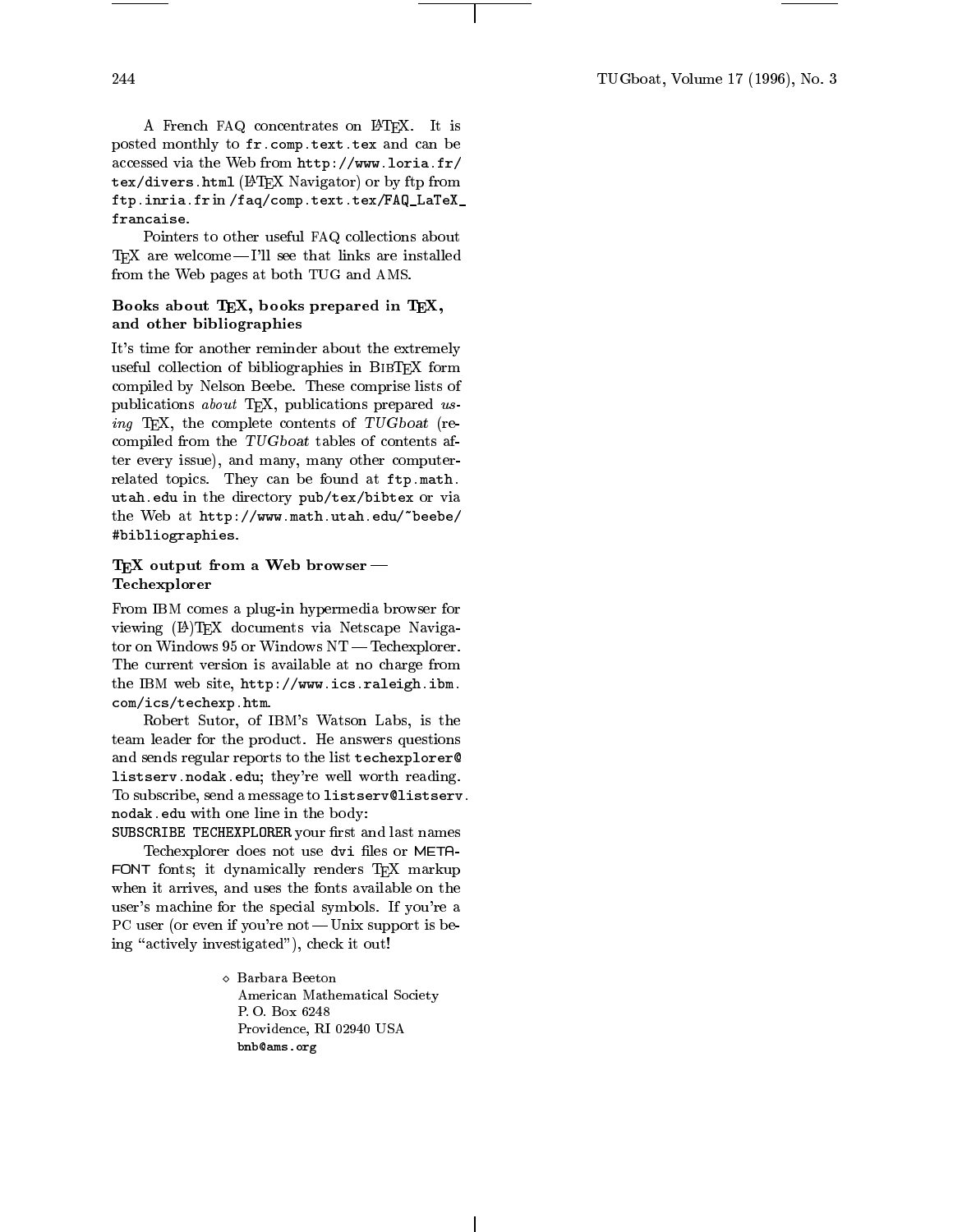A French FAQ concentrates on LaTeX. It is posted monthly to `fr.comp.text.tex` and can be accessed via the Web from `http://www.loria.fr/tex/divers.html` (LaTeX Navigator) or by ftp from `ftp.inria.fr` in `/faq/comp.text.tex/FAQ_LaTeX_francaise`.

Pointers to other useful FAQ collections about TeX are welcome — I'll see that links are installed from the Web pages at both TUG and AMS.

### Books about TeX, books prepared in TeX, and other bibliographies

It's time for another reminder about the extremely useful collection of bibliographies in BibTeX form compiled by Nelson Beebe. These comprise lists of publications *about* TeX, publications prepared *using* TeX, the complete contents of *TUGboat* (recompiled from the *TUGboat* tables of contents after every issue), and many, many other computer-related topics. They can be found at `ftp.math.utah.edu` in the directory `pub/tex/bibtex` or via the Web at `http://www.math.utah.edu/~beebe/#bibliographies`.

### TeX output from a Web browser — Techexplorer

From IBM comes a plug-in hypermedia browser for viewing (La)TeX documents via Netscape Navigator on Windows 95 or Windows NT — Techexplorer. The current version is available at no charge from the IBM web site, `http://www.ics.raleigh.ibm.com/ics/techexp.htm`.

Robert Sutor, of IBM's Watson Labs, is the team leader for the product. He answers questions and sends regular reports to the list `techexplorer@listserv.nodak.edu`; they're well worth reading. To subscribe, send a message to `listserv@listserv.nodak.edu` with one line in the body:

`SUBSCRIBE TECHEXPLORER` *your first and last names*

Techexplorer does not use `dvi` files or METAFONT fonts; it dynamically renders TeX markup when it arrives, and uses the fonts available on the user's machine for the special symbols. If you're a PC user (or even if you're not — Unix support is being "actively investigated"), check it out!

◇ Barbara Beeton
American Mathematical Society
P. O. Box 6248
Providence, RI 02940 USA
`bnb@ams.org`